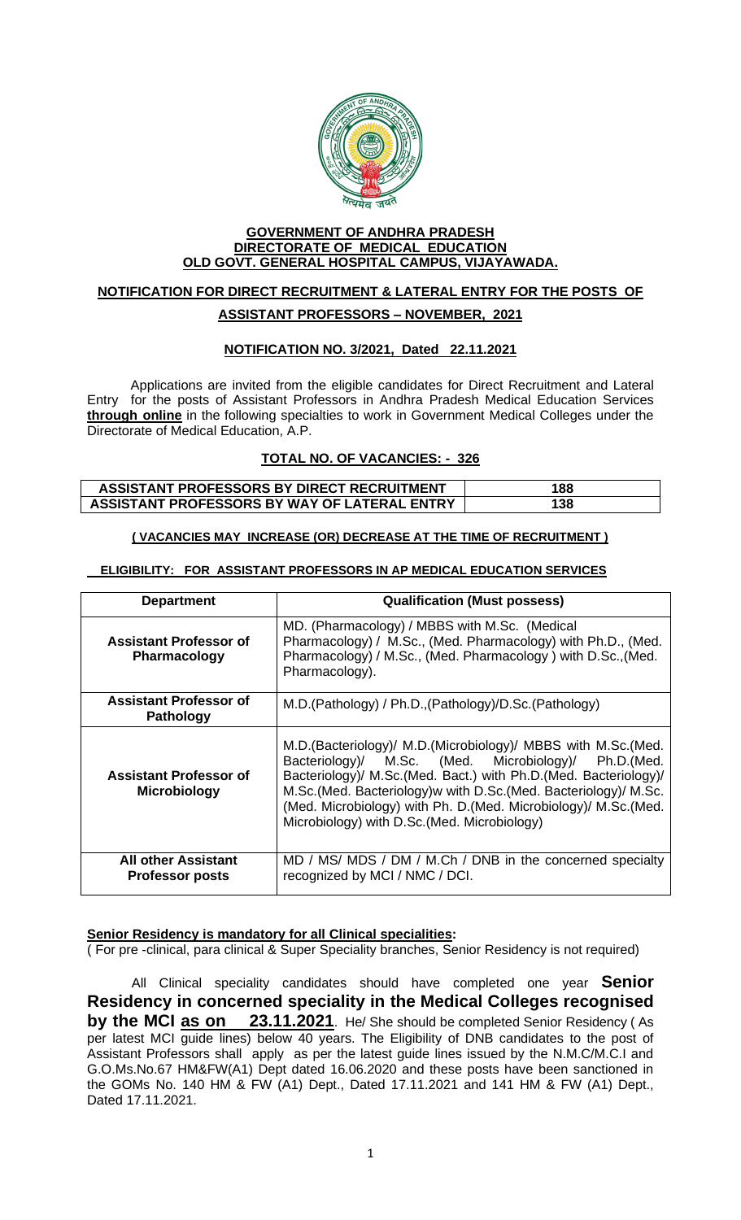**GOVERNMENT OF ANDHRA PRADESH**
**DIRECTORATE OF MEDICAL EDUCATION**
**OLD GOVT. GENERAL HOSPITAL CAMPUS, VIJAYAWADA.**

# NOTIFICATION FOR DIRECT RECRUITMENT & LATERAL ENTRY FOR THE POSTS OF ASSISTANT PROFESSORS – NOVEMBER, 2021

## NOTIFICATION NO. 3/2021, Dated 22.11.2021

Applications are invited from the eligible candidates for Direct Recruitment and Lateral Entry for the posts of Assistant Professors in Andhra Pradesh Medical Education Services **through online** in the following specialties to work in Government Medical Colleges under the Directorate of Medical Education, A.P.

**TOTAL NO. OF VACANCIES: - 326**

| | |
|---|---|
| **ASSISTANT PROFESSORS BY DIRECT RECRUITMENT** | **188** |
| **ASSISTANT PROFESSORS BY WAY OF LATERAL ENTRY** | **138** |

**( VACANCIES MAY INCREASE (OR) DECREASE AT THE TIME OF RECRUITMENT )**

**ELIGIBILITY: FOR ASSISTANT PROFESSORS IN AP MEDICAL EDUCATION SERVICES**

| Department | Qualification (Must possess) |
|---|---|
| **Assistant Professor of Pharmacology** | MD. (Pharmacology) / MBBS with M.Sc. (Medical Pharmacology) / M.Sc., (Med. Pharmacology) with Ph.D., (Med. Pharmacology) / M.Sc., (Med. Pharmacology ) with D.Sc.,(Med. Pharmacology). |
| **Assistant Professor of Pathology** | M.D.(Pathology) / Ph.D.,(Pathology)/D.Sc.(Pathology) |
| **Assistant Professor of Microbiology** | M.D.(Bacteriology)/ M.D.(Microbiology)/ MBBS with M.Sc.(Med. Bacteriology)/ M.Sc. (Med. Microbiology)/ Ph.D.(Med. Bacteriology)/ M.Sc.(Med. Bact.) with Ph.D.(Med. Bacteriology)/ M.Sc.(Med. Bacteriology)w with D.Sc.(Med. Bacteriology)/ M.Sc.(Med. Microbiology) with Ph. D.(Med. Microbiology)/ M.Sc.(Med. Microbiology) with D.Sc.(Med. Microbiology) |
| **All other Assistant Professor posts** | MD / MS/ MDS / DM / M.Ch / DNB in the concerned specialty recognized by MCI / NMC / DCI. |

**Senior Residency is mandatory for all Clinical specialities:**

( For pre -clinical, para clinical & Super Speciality branches, Senior Residency is not required)

All Clinical speciality candidates should have completed one year **Senior Residency in concerned speciality in the Medical Colleges recognised by the MCI as on 23.11.2021**. He/ She should be completed Senior Residency ( As per latest MCI guide lines) below 40 years. The Eligibility of DNB candidates to the post of Assistant Professors shall apply as per the latest guide lines issued by the N.M.C/M.C.I and G.O.Ms.No.67 HM&FW(A1) Dept dated 16.06.2020 and these posts have been sanctioned in the GOMs No. 140 HM & FW (A1) Dept., Dated 17.11.2021 and 141 HM & FW (A1) Dept., Dated 17.11.2021.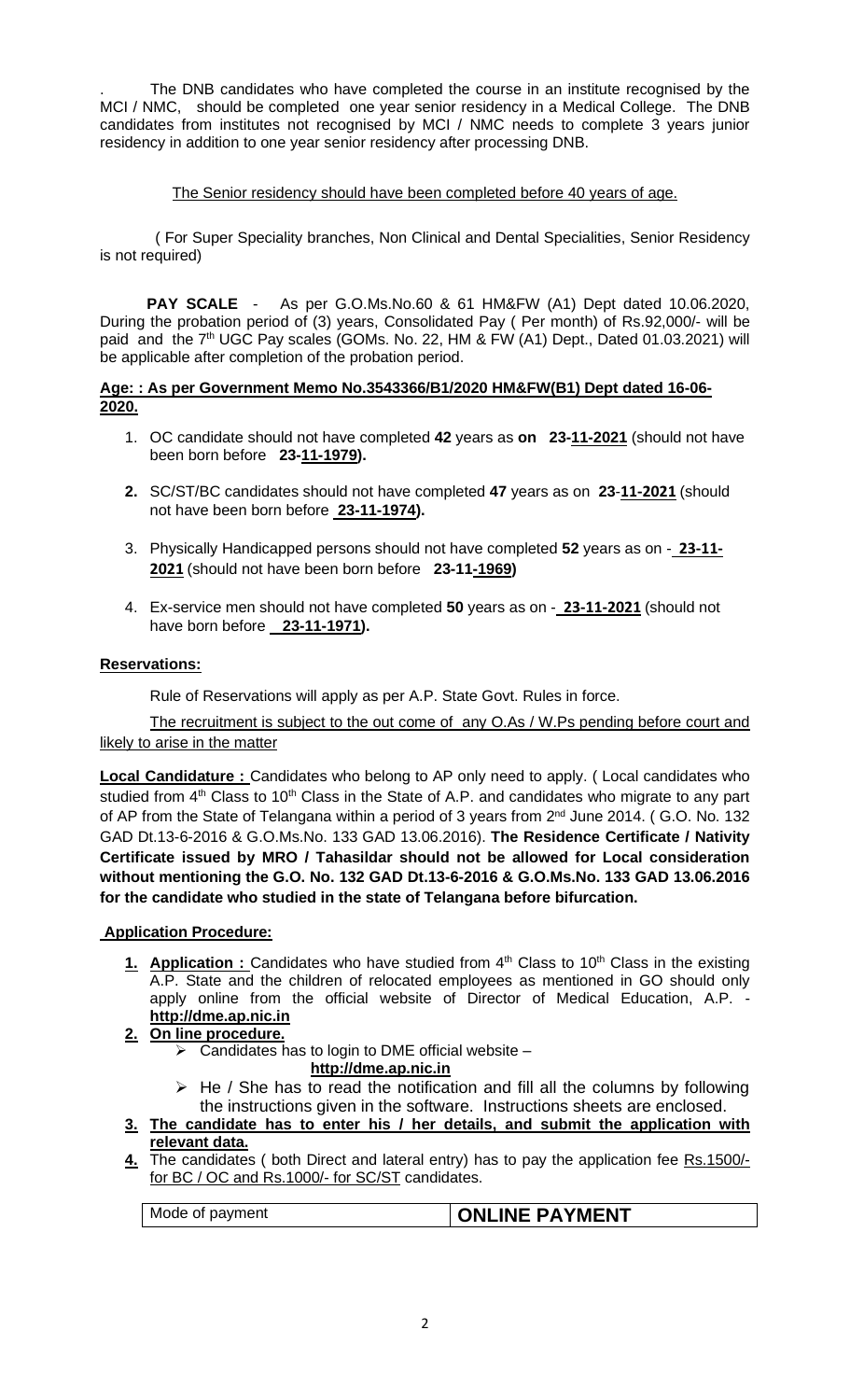. The DNB candidates who have completed the course in an institute recognised by the MCI / NMC, should be completed one year senior residency in a Medical College. The DNB candidates from institutes not recognised by MCI / NMC needs to complete 3 years junior residency in addition to one year senior residency after processing DNB.

The Senior residency should have been completed before 40 years of age.

( For Super Speciality branches, Non Clinical and Dental Specialities, Senior Residency is not required)

**PAY SCALE** - As per G.O.Ms.No.60 & 61 HM&FW (A1) Dept dated 10.06.2020, During the probation period of (3) years, Consolidated Pay ( Per month) of Rs.92,000/- will be paid and the 7th UGC Pay scales (GOMs. No. 22, HM & FW (A1) Dept., Dated 01.03.2021) will be applicable after completion of the probation period.

**Age: : As per Government Memo No.3543366/B1/2020 HM&FW(B1) Dept dated 16-06-2020.**

1. OC candidate should not have completed **42** years as **on 23-11-2021** (should not have been born before **23-11-1979).**
2. SC/ST/BC candidates should not have completed **47** years as on **23-11-2021** (should not have been born before **23-11-1974).**
3. Physically Handicapped persons should not have completed **52** years as on - **23-11-2021** (should not have been born before **23-11-1969)**
4. Ex-service men should not have completed **50** years as on - **23-11-2021** (should not have born before **23-11-1971).**

**Reservations:**

Rule of Reservations will apply as per A.P. State Govt. Rules in force.

The recruitment is subject to the out come of any O.As / W.Ps pending before court and likely to arise in the matter

**Local Candidature :** Candidates who belong to AP only need to apply. ( Local candidates who studied from 4th Class to 10th Class in the State of A.P. and candidates who migrate to any part of AP from the State of Telangana within a period of 3 years from 2nd June 2014. ( G.O. No. 132 GAD Dt.13-6-2016 & G.O.Ms.No. 133 GAD 13.06.2016). **The Residence Certificate / Nativity Certificate issued by MRO / Tahasildar should not be allowed for Local consideration without mentioning the G.O. No. 132 GAD Dt.13-6-2016 & G.O.Ms.No. 133 GAD 13.06.2016 for the candidate who studied in the state of Telangana before bifurcation.**

**Application Procedure:**

1. **Application :** Candidates who have studied from 4th Class to 10th Class in the existing A.P. State and the children of relocated employees as mentioned in GO should only apply online from the official website of Director of Medical Education, A.P. - **http://dme.ap.nic.in**
2. **On line procedure.**
   - Candidates has to login to DME official website – **http://dme.ap.nic.in**
   - He / She has to read the notification and fill all the columns by following the instructions given in the software. Instructions sheets are enclosed.
3. **The candidate has to enter his / her details, and submit the application with relevant data.**
4. The candidates ( both Direct and lateral entry) has to pay the application fee Rs.1500/- for BC / OC and Rs.1000/- for SC/ST candidates.

| Mode of payment | **ONLINE PAYMENT** |
|---|---|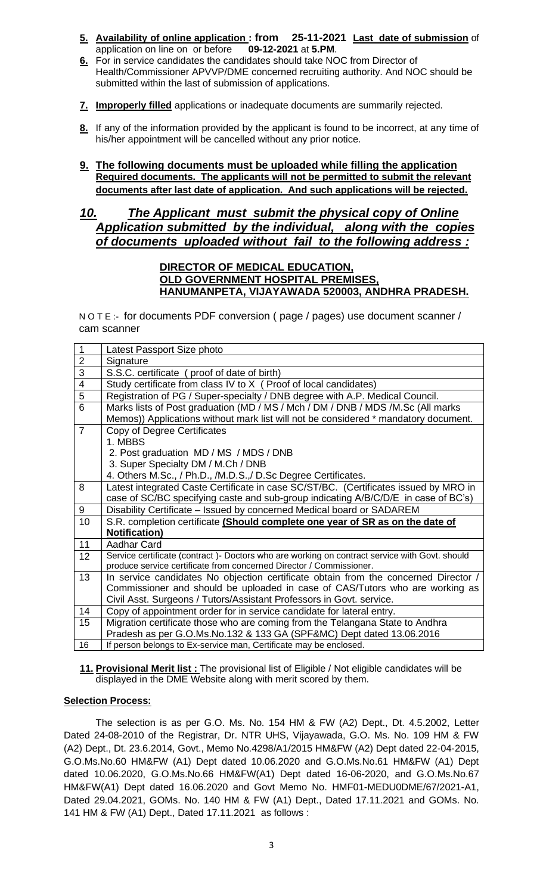5. **Availability of online application : from 25-11-2021 Last date of submission** of application on line on or before **09-12-2021** at **5.PM**.
6. For in service candidates the candidates should take NOC from Director of Health/Commissioner APVVP/DME concerned recruiting authority. And NOC should be submitted within the last of submission of applications.
7. **Improperly filled** applications or inadequate documents are summarily rejected.
8. If any of the information provided by the applicant is found to be incorrect, at any time of his/her appointment will be cancelled without any prior notice.
9. **The following documents must be uploaded while filling the application Required documents. The applicants will not be permitted to submit the relevant documents after last date of application. And such applications will be rejected.**

## *10. The Applicant must submit the physical copy of Online Application submitted by the individual, along with the copies of documents uploaded without fail to the following address :*

**DIRECTOR OF MEDICAL EDUCATION,**
**OLD GOVERNMENT HOSPITAL PREMISES,**
**HANUMANPETA, VIJAYAWADA 520003, ANDHRA PRADESH.**

N O T E :- for documents PDF conversion ( page / pages) use document scanner / cam scanner

| | |
|---|---|
| 1 | Latest Passport Size photo |
| 2 | Signature |
| 3 | S.S.C. certificate ( proof of date of birth) |
| 4 | Study certificate from class IV to X ( Proof of local candidates) |
| 5 | Registration of PG / Super-specialty / DNB degree with A.P. Medical Council. |
| 6 | Marks lists of Post graduation (MD / MS / Mch / DM / DNB / MDS /M.Sc (All marks Memos)) Applications without mark list will not be considered * mandatory document. |
| 7 | Copy of Degree Certificates<br>1. MBBS<br>2. Post graduation MD / MS / MDS / DNB<br>3. Super Specialty DM / M.Ch / DNB<br>4. Others M.Sc., / Ph.D., /M.D.S.,/ D.Sc Degree Certificates. |
| 8 | Latest integrated Caste Certificate in case SC/ST/BC. (Certificates issued by MRO in case of SC/BC specifying caste and sub-group indicating A/B/C/D/E in case of BC's) |
| 9 | Disability Certificate – Issued by concerned Medical board or SADAREM |
| 10 | S.R. completion certificate **(Should complete one year of SR as on the date of Notification)** |
| 11 | Aadhar Card |
| 12 | Service certificate (contract )- Doctors who are working on contract service with Govt. should produce service certificate from concerned Director / Commissioner. |
| 13 | In service candidates No objection certificate obtain from the concerned Director / Commissioner and should be uploaded in case of CAS/Tutors who are working as Civil Asst. Surgeons / Tutors/Assistant Professors in Govt. service. |
| 14 | Copy of appointment order for in service candidate for lateral entry. |
| 15 | Migration certificate those who are coming from the Telangana State to Andhra Pradesh as per G.O.Ms.No.132 & 133 GA (SPF&MC) Dept dated 13.06.2016 |
| 16 | If person belongs to Ex-service man, Certificate may be enclosed. |

11. **Provisional Merit list :** The provisional list of Eligible / Not eligible candidates will be displayed in the DME Website along with merit scored by them.

**Selection Process:**

The selection is as per G.O. Ms. No. 154 HM & FW (A2) Dept., Dt. 4.5.2002, Letter Dated 24-08-2010 of the Registrar, Dr. NTR UHS, Vijayawada, G.O. Ms. No. 109 HM & FW (A2) Dept., Dt. 23.6.2014, Govt., Memo No.4298/A1/2015 HM&FW (A2) Dept dated 22-04-2015, G.O.Ms.No.60 HM&FW (A1) Dept dated 10.06.2020 and G.O.Ms.No.61 HM&FW (A1) Dept dated 10.06.2020, G.O.Ms.No.66 HM&FW(A1) Dept dated 16-06-2020, and G.O.Ms.No.67 HM&FW(A1) Dept dated 16.06.2020 and Govt Memo No. HMF01-MEDU0DME/67/2021-A1, Dated 29.04.2021, GOMs. No. 140 HM & FW (A1) Dept., Dated 17.11.2021 and GOMs. No. 141 HM & FW (A1) Dept., Dated 17.11.2021 as follows :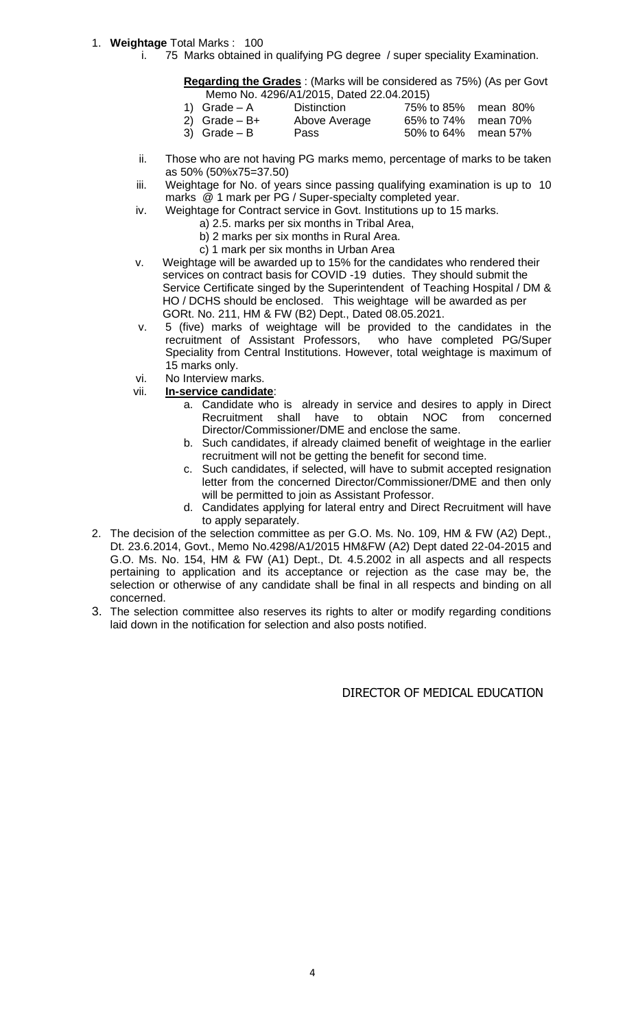1. **Weightage** Total Marks : 100
   i. 75 Marks obtained in qualifying PG degree / super speciality Examination.

      **Regarding the Grades** : (Marks will be considered as 75%) (As per Govt Memo No. 4296/A1/2015, Dated 22.04.2015)

      | | | | |
      |---|---|---|---|
      | 1) Grade – A | Distinction | 75% to 85% | mean 80% |
      | 2) Grade – B+ | Above Average | 65% to 74% | mean 70% |
      | 3) Grade – B | Pass | 50% to 64% | mean 57% |

   ii. Those who are not having PG marks memo, percentage of marks to be taken as 50% (50%x75=37.50)
   iii. Weightage for No. of years since passing qualifying examination is up to 10 marks @ 1 mark per PG / Super-specialty completed year.
   iv. Weightage for Contract service in Govt. Institutions up to 15 marks.
      a) 2.5. marks per six months in Tribal Area,
      b) 2 marks per six months in Rural Area.
      c) 1 mark per six months in Urban Area
   v. Weightage will be awarded up to 15% for the candidates who rendered their services on contract basis for COVID -19 duties. They should submit the Service Certificate singed by the Superintendent of Teaching Hospital / DM & HO / DCHS should be enclosed. This weightage will be awarded as per GORt. No. 211, HM & FW (B2) Dept., Dated 08.05.2021.
   v. 5 (five) marks of weightage will be provided to the candidates in the recruitment of Assistant Professors, who have completed PG/Super Speciality from Central Institutions. However, total weightage is maximum of 15 marks only.
   vi. No Interview marks.
   vii. **In-service candidate**:
      a. Candidate who is already in service and desires to apply in Direct Recruitment shall have to obtain NOC from concerned Director/Commissioner/DME and enclose the same.
      b. Such candidates, if already claimed benefit of weightage in the earlier recruitment will not be getting the benefit for second time.
      c. Such candidates, if selected, will have to submit accepted resignation letter from the concerned Director/Commissioner/DME and then only will be permitted to join as Assistant Professor.
      d. Candidates applying for lateral entry and Direct Recruitment will have to apply separately.
2. The decision of the selection committee as per G.O. Ms. No. 109, HM & FW (A2) Dept., Dt. 23.6.2014, Govt., Memo No.4298/A1/2015 HM&FW (A2) Dept dated 22-04-2015 and G.O. Ms. No. 154, HM & FW (A1) Dept., Dt. 4.5.2002 in all aspects and all respects pertaining to application and its acceptance or rejection as the case may be, the selection or otherwise of any candidate shall be final in all respects and binding on all concerned.
3. The selection committee also reserves its rights to alter or modify regarding conditions laid down in the notification for selection and also posts notified.

DIRECTOR OF MEDICAL EDUCATION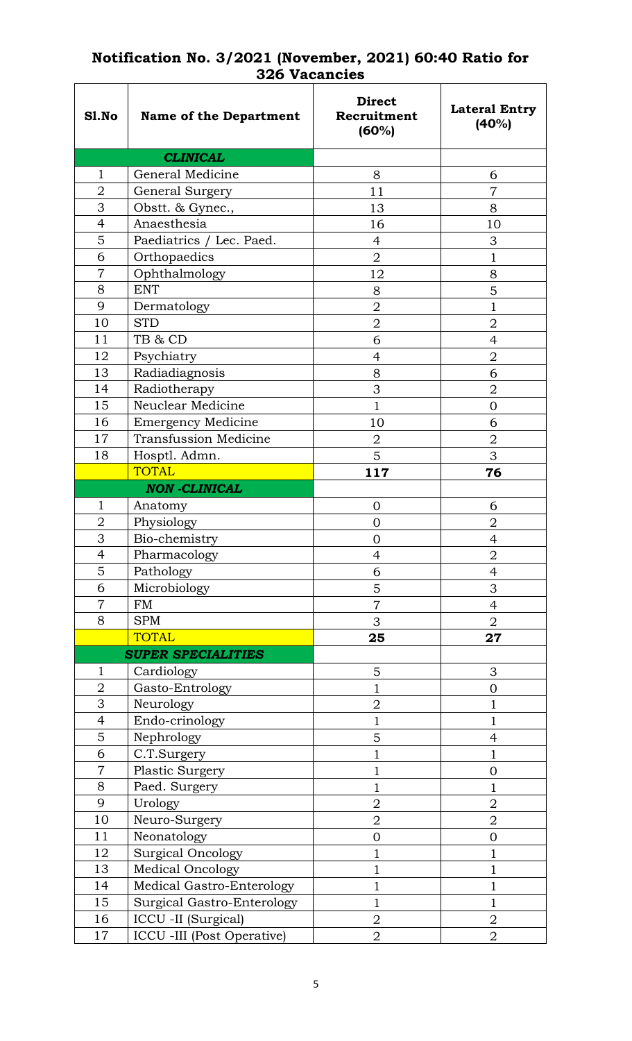## Notification No. 3/2021 (November, 2021) 60:40 Ratio for 326 Vacancies

| Sl.No | Name of the Department | Direct Recruitment (60%) | Lateral Entry (40%) |
|---|---|---|---|
| | ***CLINICAL*** | | |
| 1 | General Medicine | 8 | 6 |
| 2 | General Surgery | 11 | 7 |
| 3 | Obstt. & Gynec., | 13 | 8 |
| 4 | Anaesthesia | 16 | 10 |
| 5 | Paediatrics / Lec. Paed. | 4 | 3 |
| 6 | Orthopaedics | 2 | 1 |
| 7 | Ophthalmology | 12 | 8 |
| 8 | ENT | 8 | 5 |
| 9 | Dermatology | 2 | 1 |
| 10 | STD | 2 | 2 |
| 11 | TB & CD | 6 | 4 |
| 12 | Psychiatry | 4 | 2 |
| 13 | Radiadiagnosis | 8 | 6 |
| 14 | Radiotherapy | 3 | 2 |
| 15 | Neuclear Medicine | 1 | 0 |
| 16 | Emergency Medicine | 10 | 6 |
| 17 | Transfussion Medicine | 2 | 2 |
| 18 | Hosptl. Admn. | 5 | 3 |
| | TOTAL | **117** | **76** |
| | ***NON -CLINICAL*** | | |
| 1 | Anatomy | 0 | 6 |
| 2 | Physiology | 0 | 2 |
| 3 | Bio-chemistry | 0 | 4 |
| 4 | Pharmacology | 4 | 2 |
| 5 | Pathology | 6 | 4 |
| 6 | Microbiology | 5 | 3 |
| 7 | FM | 7 | 4 |
| 8 | SPM | 3 | 2 |
| | TOTAL | **25** | **27** |
| | ***SUPER SPECIALITIES*** | | |
| 1 | Cardiology | 5 | 3 |
| 2 | Gasto-Entrology | 1 | 0 |
| 3 | Neurology | 2 | 1 |
| 4 | Endo-crinology | 1 | 1 |
| 5 | Nephrology | 5 | 4 |
| 6 | C.T.Surgery | 1 | 1 |
| 7 | Plastic Surgery | 1 | 0 |
| 8 | Paed. Surgery | 1 | 1 |
| 9 | Urology | 2 | 2 |
| 10 | Neuro-Surgery | 2 | 2 |
| 11 | Neonatology | 0 | 0 |
| 12 | Surgical Oncology | 1 | 1 |
| 13 | Medical Oncology | 1 | 1 |
| 14 | Medical Gastro-Enterology | 1 | 1 |
| 15 | Surgical Gastro-Enterology | 1 | 1 |
| 16 | ICCU -II (Surgical) | 2 | 2 |
| 17 | ICCU -III (Post Operative) | 2 | 2 |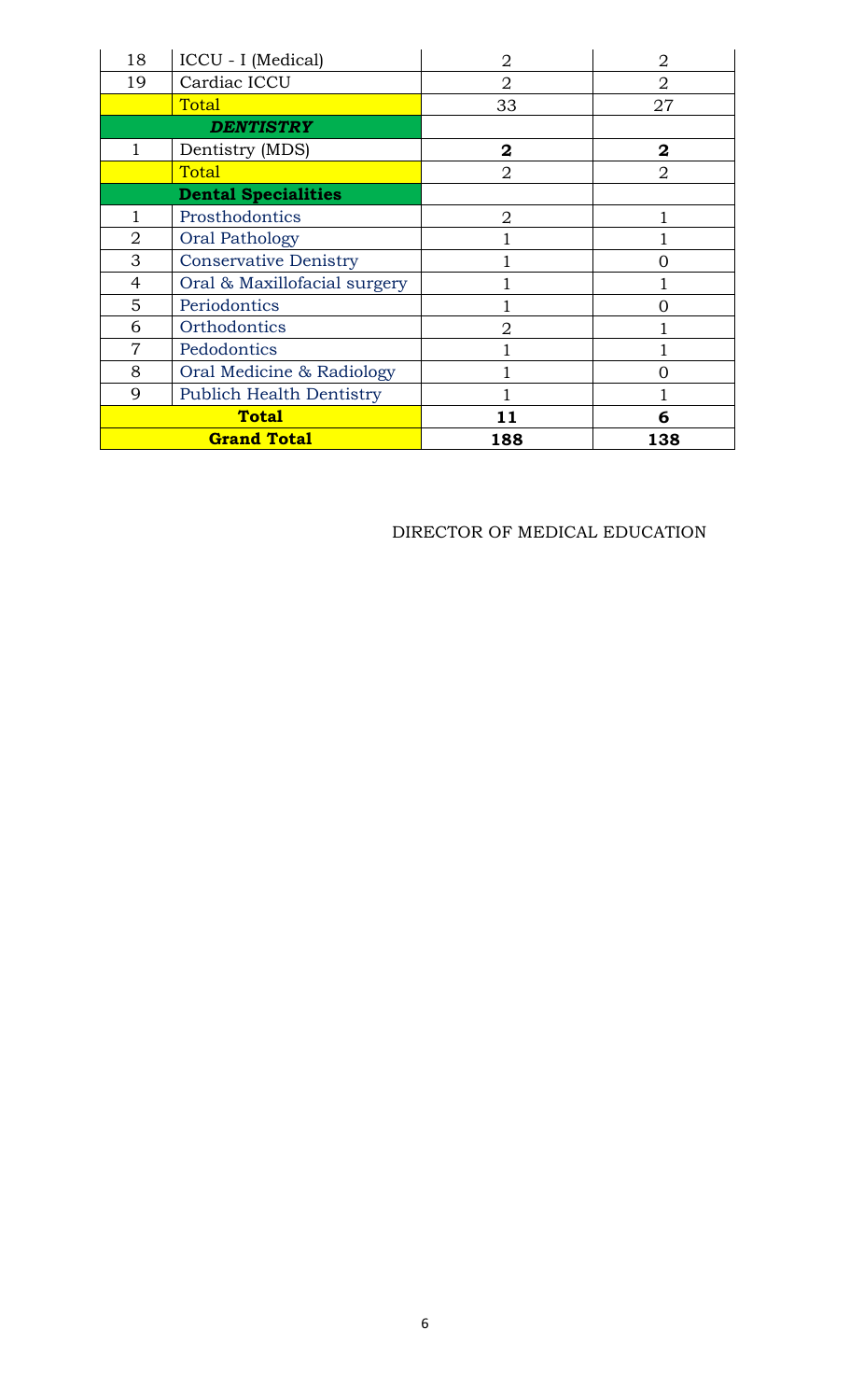| | | | |
|---|---|---|---|
| 18 | ICCU - I (Medical) | 2 | 2 |
| 19 | Cardiac ICCU | 2 | 2 |
| | Total | 33 | 27 |
| | ***DENTISTRY*** | | |
| 1 | Dentistry (MDS) | **2** | **2** |
| | Total | 2 | 2 |
| | **Dental Specialities** | | |
| 1 | Prosthodontics | 2 | 1 |
| 2 | Oral Pathology | 1 | 1 |
| 3 | Conservative Denistry | 1 | 0 |
| 4 | Oral & Maxillofacial surgery | 1 | 1 |
| 5 | Periodontics | 1 | 0 |
| 6 | Orthodontics | 2 | 1 |
| 7 | Pedodontics | 1 | 1 |
| 8 | Oral Medicine & Radiology | 1 | 0 |
| 9 | Publich Health Dentistry | 1 | 1 |
| | **Total** | **11** | **6** |
| | **Grand Total** | **188** | **138** |

DIRECTOR OF MEDICAL EDUCATION